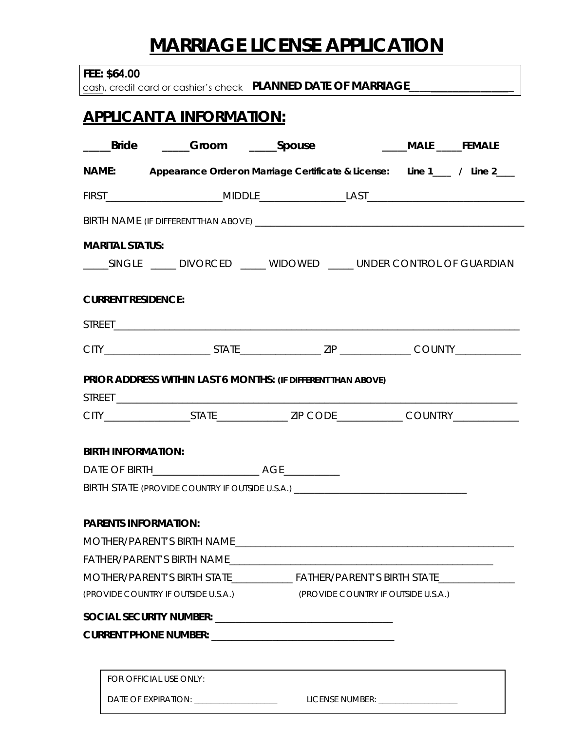# MARRIAGE LICENSE APPLICATION

**FEE: $64.00**
cash, credit card or cashier's check **PLANNED DATE OF MARRIAGE**__________________

## APPLICANT A INFORMATION:

**_____Bride _____Groom _____Spouse _____MALE _____FEMALE**

**NAME: Appearance Order on Marriage Certificate & License: Line 1____ / Line 2____**

FIRST______________________MIDDLE________________LAST______________________________

BIRTH NAME (IF DIFFERENT THAN ABOVE) ______________________________________________________

**MARITAL STATUS:**

_____SINGLE _____ DIVORCED _____ WIDOWED _____ UNDER CONTROL OF GUARDIAN

**CURRENT RESIDENCE:**

STREET______________________________________________________________________________

CITY____________________ STATE_______________ ZIP _____________ COUNTY____________

**PRIOR ADDRESS WITHIN LAST 6 MONTHS: (IF DIFFERENT THAN ABOVE)**

STREET ______________________________________________________________________________

CITY________________STATE_____________ ZIP CODE____________ COUNTRY____________

**BIRTH INFORMATION:**

DATE OF BIRTH____________________ AGE__________

BIRTH STATE (PROVIDE COUNTRY IF OUTSIDE U.S.A.) ___________________________________

**PARENTS INFORMATION:**

MOTHER/PARENT'S BIRTH NAME______________________________________________________

FATHER/PARENT'S BIRTH NAME___________________________________________________

MOTHER/PARENT'S BIRTH STATE___________ FATHER/PARENT'S BIRTH STATE______________
(PROVIDE COUNTRY IF OUTSIDE U.S.A.) (PROVIDE COUNTRY IF OUTSIDE U.S.A.)

**SOCIAL SECURITY NUMBER:** ___________________________________

**CURRENT PHONE NUMBER:** ___________________________________

FOR OFFICIAL USE ONLY:

DATE OF EXPIRATION: __________________ LICENSE NUMBER: __________________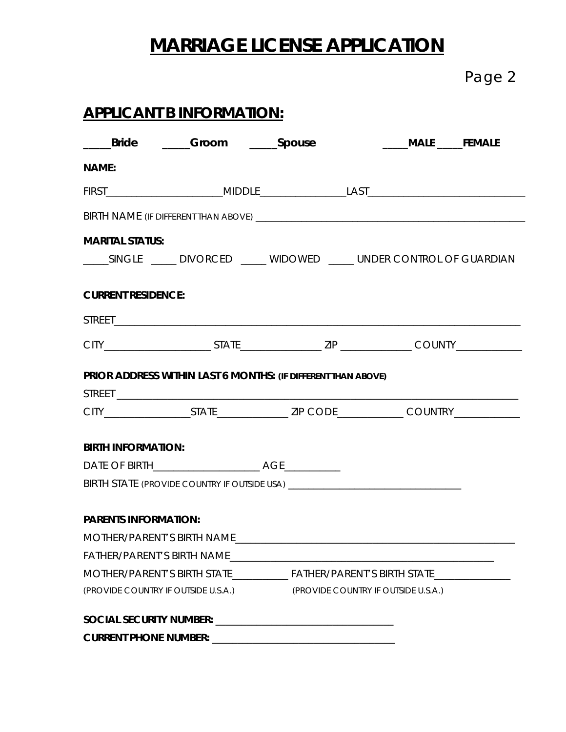# MARRIAGE LICENSE APPLICATION

Page 2

## APPLICANT B INFORMATION:

_____**Bride** _____**Groom** _____**Spouse** _____**MALE** _____**FEMALE**

**NAME:**

FIRST______________________MIDDLE_________________LAST______________________________

BIRTH NAME (IF DIFFERENT THAN ABOVE) ____________________________________________________

**MARITAL STATUS:**

_____SINGLE _____ DIVORCED _____ WIDOWED _____ UNDER CONTROL OF GUARDIAN

**CURRENT RESIDENCE:**

STREET_______________________________________________________________________________

CITY_____________________ STATE________________ ZIP ______________ COUNTY_____________

**PRIOR ADDRESS WITHIN LAST 6 MONTHS: (IF DIFFERENT THAN ABOVE)**

STREET _______________________________________________________________________________

CITY_________________STATE______________ ZIP CODE_____________ COUNTRY_____________

**BIRTH INFORMATION:**

DATE OF BIRTH_____________________ AGE___________

BIRTH STATE (PROVIDE COUNTRY IF OUTSIDE USA) ___________________________________

**PARENTS INFORMATION:**

MOTHER/PARENT'S BIRTH NAME_________________________________________________________

FATHER/PARENT'S BIRTH NAME______________________________________________________

MOTHER/PARENT'S BIRTH STATE___________ FATHER/PARENT'S BIRTH STATE_______________

(PROVIDE COUNTRY IF OUTSIDE U.S.A.) (PROVIDE COUNTRY IF OUTSIDE U.S.A.)

**SOCIAL SECURITY NUMBER:** ___________________________________

**CURRENT PHONE NUMBER:** ____________________________________